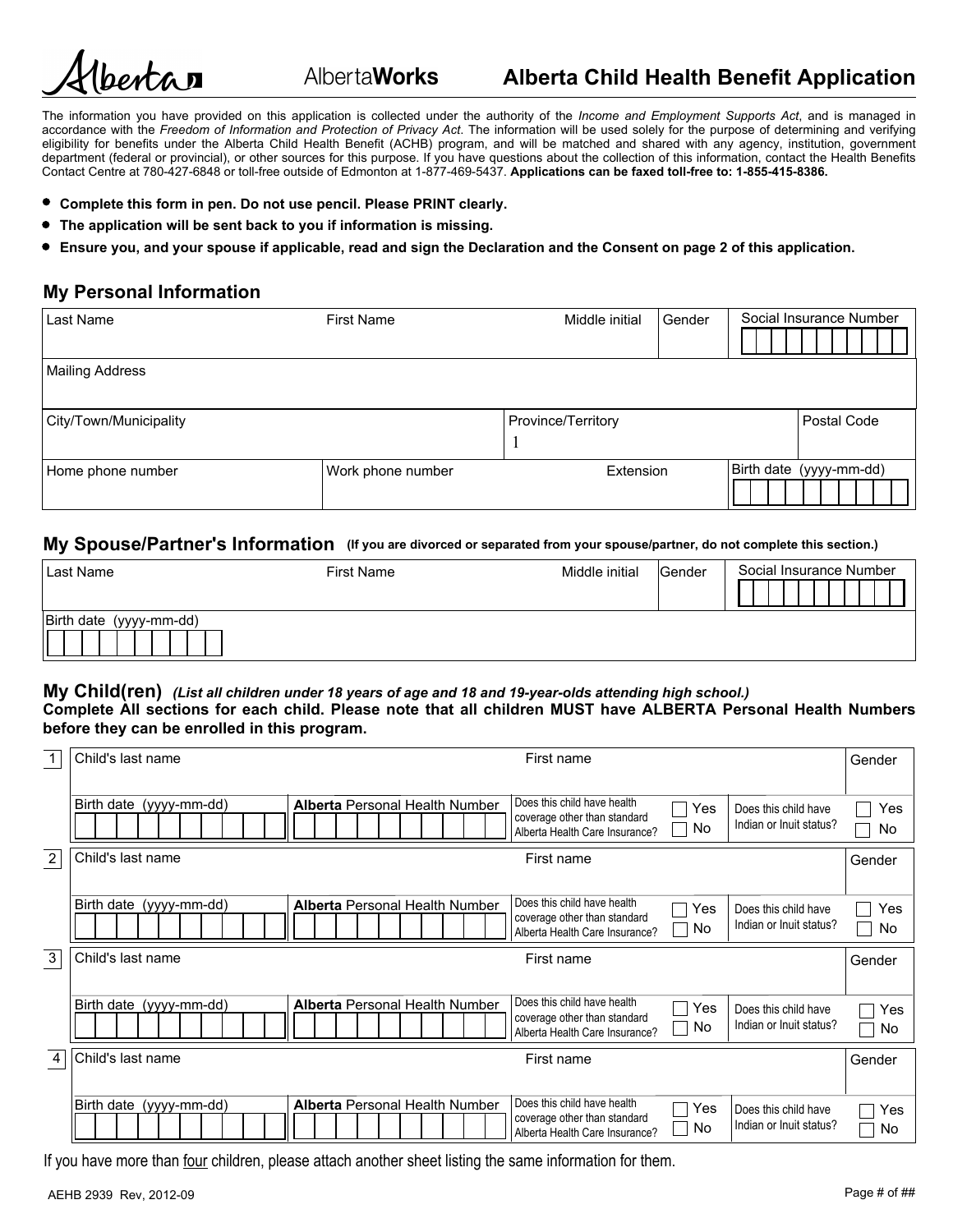# Alberta Child Health Benefit Application

Alberta — AlbertaWorks

The information you have provided on this application is collected under the authority of the *Income and Employment Supports Act*, and is managed in accordance with the *Freedom of Information and Protection of Privacy Act*. The information will be used solely for the purpose of determining and verifying eligibility for benefits under the Alberta Child Health Benefit (ACHB) program, and will be matched and shared with any agency, institution, government department (federal or provincial), or other sources for this purpose. If you have questions about the collection of this information, contact the Health Benefits Contact Centre at 780-427-6848 or toll-free outside of Edmonton at 1-877-469-5437. **Applications can be faxed toll-free to: 1-855-415-8386.**

- **Complete this form in pen. Do not use pencil. Please PRINT clearly.**
- **The application will be sent back to you if information is missing.**
- **Ensure you, and your spouse if applicable, read and sign the Declaration and the Consent on page 2 of this application.**

## My Personal Information

| Last Name | First Name | Middle initial | Gender | Social Insurance Number |
|---|---|---|---|---|
| | | | | |

| Mailing Address |
|---|
| |

| City/Town/Municipality | Province/Territory | Postal Code |
|---|---|---|
| | 1 | |

| Home phone number | Work phone number | Extension | Birth date (yyyy-mm-dd) |
|---|---|---|---|
| | | | |

## My Spouse/Partner's Information **(If you are divorced or separated from your spouse/partner, do not complete this section.)**

| Last Name | First Name | Middle initial | Gender | Social Insurance Number |
|---|---|---|---|---|
| | | | | |

| Birth date (yyyy-mm-dd) |
|---|
| |

## My Child(ren) *(List all children under 18 years of age and 18 and 19-year-olds attending high school.)*

**Complete All sections for each child. Please note that all children MUST have ALBERTA Personal Health Numbers before they can be enrolled in this program.**

| # | Child's last name | First name | | Gender |
|---|---|---|---|---|
| 1 | | | | |
| | Birth date (yyyy-mm-dd) | **Alberta** Personal Health Number | Does this child have health coverage other than standard Alberta Health Care Insurance? ☐ Yes ☐ No | Does this child have Indian or Inuit status? ☐ Yes ☐ No |
| 2 | Child's last name | First name | | Gender |
| | Birth date (yyyy-mm-dd) | **Alberta** Personal Health Number | Does this child have health coverage other than standard Alberta Health Care Insurance? ☐ Yes ☐ No | Does this child have Indian or Inuit status? ☐ Yes ☐ No |
| 3 | Child's last name | First name | | Gender |
| | Birth date (yyyy-mm-dd) | **Alberta** Personal Health Number | Does this child have health coverage other than standard Alberta Health Care Insurance? ☐ Yes ☐ No | Does this child have Indian or Inuit status? ☐ Yes ☐ No |
| 4 | Child's last name | First name | | Gender |
| | Birth date (yyyy-mm-dd) | **Alberta** Personal Health Number | Does this child have health coverage other than standard Alberta Health Care Insurance? ☐ Yes ☐ No | Does this child have Indian or Inuit status? ☐ Yes ☐ No |

If you have more than four children, please attach another sheet listing the same information for them.

AEHB 2939 Rev, 2012-09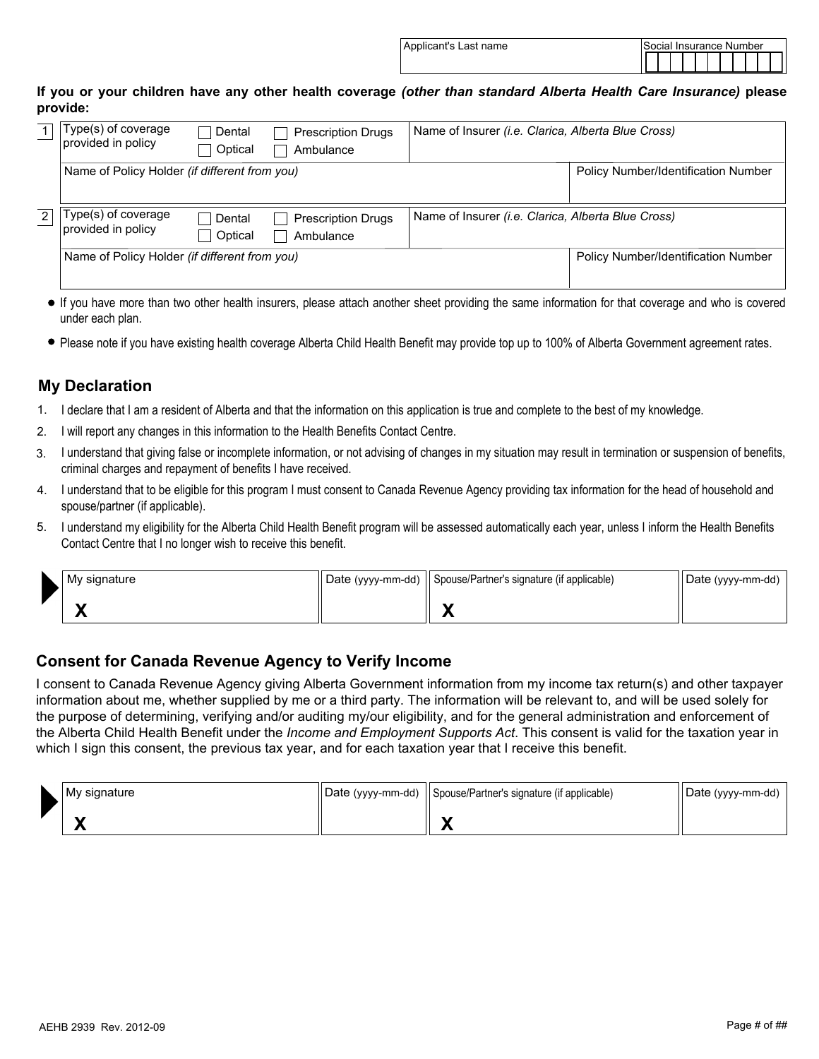| Applicant's Last name | Social Insurance Number |
|---|---|
| | |

**If you or your children have any other health coverage *(other than standard Alberta Health Care Insurance)* please provide:**

| | Type(s) of coverage provided in policy | | Name of Insurer *(i.e. Clarica, Alberta Blue Cross)* |
|---|---|---|---|
| 1 | ☐ Dental ☐ Optical | ☐ Prescription Drugs ☐ Ambulance | |
| | Name of Policy Holder *(if different from you)* | | Policy Number/Identification Number |
| | | | |

| | Type(s) of coverage provided in policy | | Name of Insurer *(i.e. Clarica, Alberta Blue Cross)* |
|---|---|---|---|
| 2 | ☐ Dental ☐ Optical | ☐ Prescription Drugs ☐ Ambulance | |
| | Name of Policy Holder *(if different from you)* | | Policy Number/Identification Number |
| | | | |

- If you have more than two other health insurers, please attach another sheet providing the same information for that coverage and who is covered under each plan.
- Please note if you have existing health coverage Alberta Child Health Benefit may provide top up to 100% of Alberta Government agreement rates.

## My Declaration

1. I declare that I am a resident of Alberta and that the information on this application is true and complete to the best of my knowledge.
2. I will report any changes in this information to the Health Benefits Contact Centre.
3. I understand that giving false or incomplete information, or not advising of changes in my situation may result in termination or suspension of benefits, criminal charges and repayment of benefits I have received.
4. I understand that to be eligible for this program I must consent to Canada Revenue Agency providing tax information for the head of household and spouse/partner (if applicable).
5. I understand my eligibility for the Alberta Child Health Benefit program will be assessed automatically each year, unless I inform the Health Benefits Contact Centre that I no longer wish to receive this benefit.

| My signature | Date (yyyy-mm-dd) | Spouse/Partner's signature (if applicable) | Date (yyyy-mm-dd) |
|---|---|---|---|
| X | | X | |

## Consent for Canada Revenue Agency to Verify Income

I consent to Canada Revenue Agency giving Alberta Government information from my income tax return(s) and other taxpayer information about me, whether supplied by me or a third party. The information will be relevant to, and will be used solely for the purpose of determining, verifying and/or auditing my/our eligibility, and for the general administration and enforcement of the Alberta Child Health Benefit under the *Income and Employment Supports Act*. This consent is valid for the taxation year in which I sign this consent, the previous tax year, and for each taxation year that I receive this benefit.

| My signature | Date (yyyy-mm-dd) | Spouse/Partner's signature (if applicable) | Date (yyyy-mm-dd) |
|---|---|---|---|
| X | | X | |

AEHB 2939 Rev. 2012-09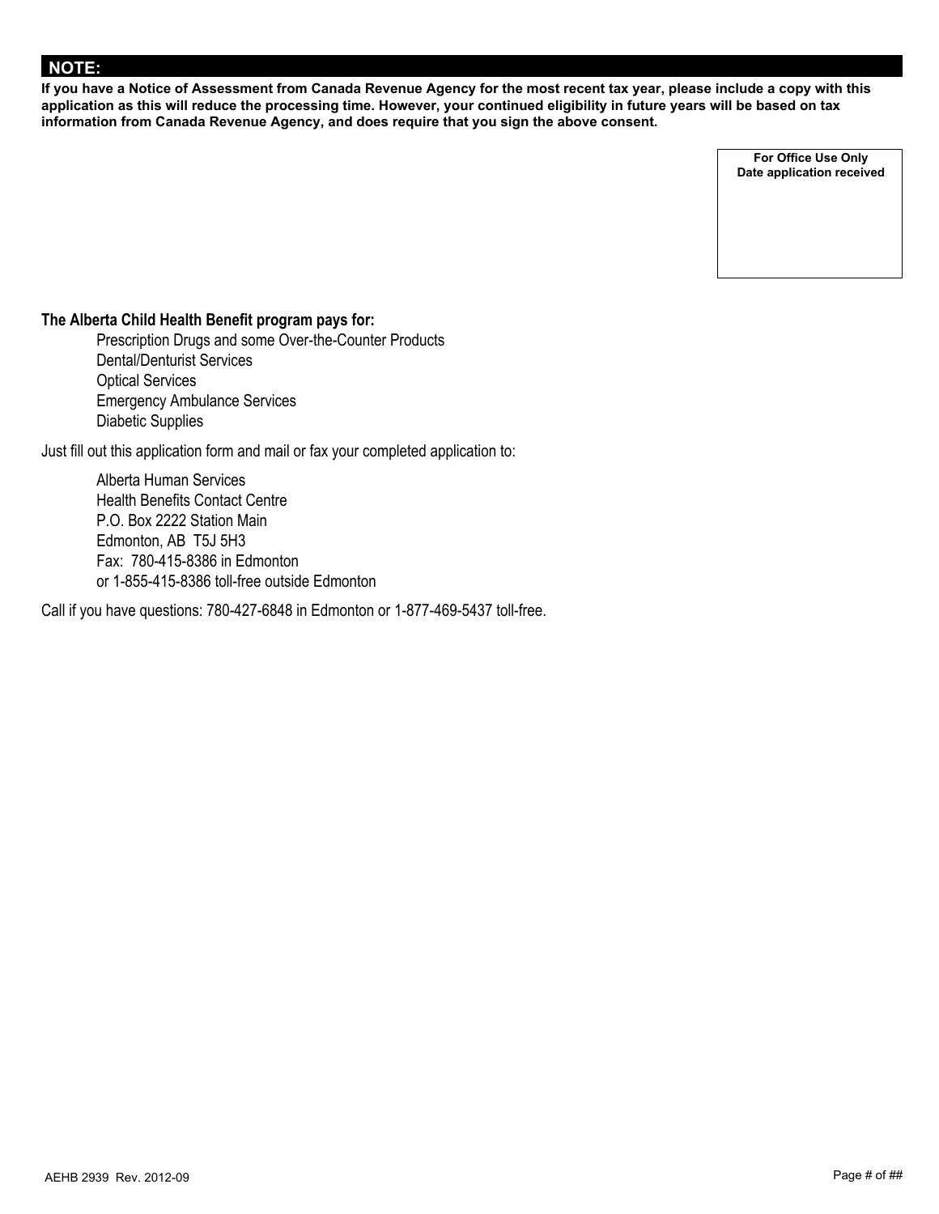## NOTE:

**If you have a Notice of Assessment from Canada Revenue Agency for the most recent tax year, please include a copy with this application as this will reduce the processing time. However, your continued eligibility in future years will be based on tax information from Canada Revenue Agency, and does require that you sign the above consent.**

| For Office Use Only Date application received |
| --- |
| |

**The Alberta Child Health Benefit program pays for:**

- Prescription Drugs and some Over-the-Counter Products
- Dental/Denturist Services
- Optical Services
- Emergency Ambulance Services
- Diabetic Supplies

Just fill out this application form and mail or fax your completed application to:

Alberta Human Services
Health Benefits Contact Centre
P.O. Box 2222 Station Main
Edmonton, AB T5J 5H3
Fax: 780-415-8386 in Edmonton
or 1-855-415-8386 toll-free outside Edmonton

Call if you have questions: 780-427-6848 in Edmonton or 1-877-469-5437 toll-free.

AEHB 2939 Rev. 2012-09